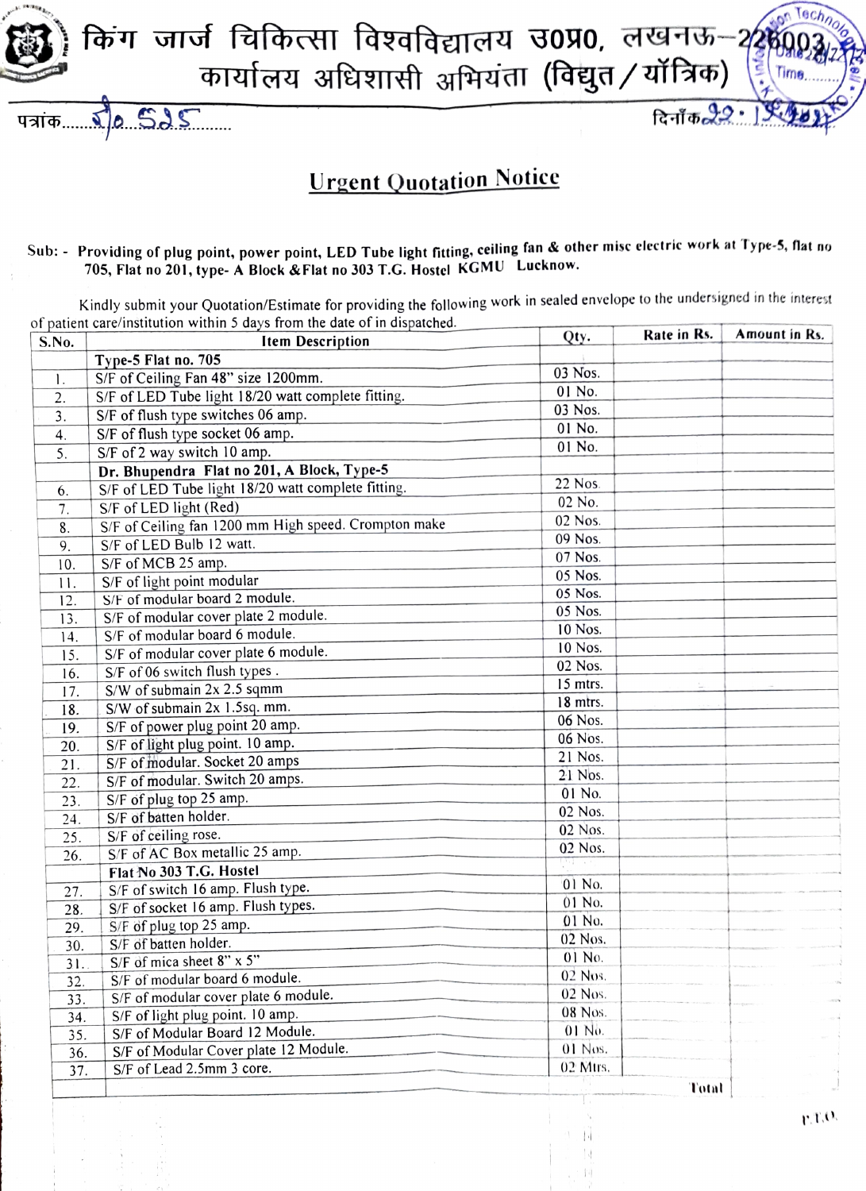# किंग जार्ज चिकित्सा विश्वविद्यालय उ0प्र0, लखनऊ–226003

## कार्यालय अधिशासी अभियंता (विद्युत/यॉत्रिक)

पत्रांक....Ro 525....

दिनांक 22.12.2021

## Urgent Quotation Notice

Sub: - **Providing of plug point, power point, LED Tube light fitting, ceiling fan & other misc electric work at Type-5, flat no 705, Flat no 201, type- A Block &Flat no 303 T.G. Hostel KGMU Lucknow.**

Kindly submit your Quotation/Estimate for providing the following work in sealed envelope to the undersigned in the interest of patient care/institution within 5 days from the date of in dispatched.

| S.No. | Item Description | Qty. | Rate in Rs. | Amount in Rs. |
|---|---|---|---|---|
| | **Type-5 Flat no. 705** | | | |
| 1. | S/F of Ceiling Fan 48" size 1200mm. | 03 Nos. | | |
| 2. | S/F of LED Tube light 18/20 watt complete fitting. | 01 No. | | |
| 3. | S/F of flush type switches 06 amp. | 03 Nos. | | |
| 4. | S/F of flush type socket 06 amp. | 01 No. | | |
| 5. | S/F of 2 way switch 10 amp. | 01 No. | | |
| | **Dr. Bhupendra Flat no 201, A Block, Type-5** | | | |
| 6. | S/F of LED Tube light 18/20 watt complete fitting. | 22 Nos. | | |
| 7. | S/F of LED light (Red) | 02 No. | | |
| 8. | S/F of Ceiling fan 1200 mm High speed. Crompton make | 02 Nos. | | |
| 9. | S/F of LED Bulb 12 watt. | 09 Nos. | | |
| 10. | S/F of MCB 25 amp. | 07 Nos. | | |
| 11. | S/F of light point modular | 05 Nos. | | |
| 12. | S/F of modular board 2 module. | 05 Nos. | | |
| 13. | S/F of modular cover plate 2 module. | 05 Nos. | | |
| 14. | S/F of modular board 6 module. | 10 Nos. | | |
| 15. | S/F of modular cover plate 6 module. | 10 Nos. | | |
| 16. | S/F of 06 switch flush types . | 02 Nos. | | |
| 17. | S/W of submain 2x 2.5 sqmm | 15 mtrs. | | |
| 18. | S/W of submain 2x 1.5sq. mm. | 18 mtrs. | | |
| 19. | S/F of power plug point 20 amp. | 06 Nos. | | |
| 20. | S/F of light plug point. 10 amp. | 06 Nos. | | |
| 21. | S/F of modular. Socket 20 amps | 21 Nos. | | |
| 22. | S/F of modular. Switch 20 amps. | 21 Nos. | | |
| 23. | S/F of plug top 25 amp. | 01 No. | | |
| 24. | S/F of batten holder. | 02 Nos. | | |
| 25. | S/F of ceiling rose. | 02 Nos. | | |
| 26. | S/F of AC Box metallic 25 amp. | 02 Nos. | | |
| | **Flat No 303 T.G. Hostel** | | | |
| 27. | S/F of switch 16 amp. Flush type. | 01 No. | | |
| 28. | S/F of socket 16 amp. Flush types. | 01 No. | | |
| 29. | S/F of plug top 25 amp. | 01 No. | | |
| 30. | S/F of batten holder. | 02 Nos. | | |
| 31. | S/F of mica sheet 8" x 5" | 01 No. | | |
| 32. | S/F of modular board 6 module. | 02 Nos. | | |
| 33. | S/F of modular cover plate 6 module. | 02 Nos. | | |
| 34. | S/F of light plug point. 10 amp. | 08 Nos. | | |
| 35. | S/F of Modular Board 12 Module. | 01 No. | | |
| 36. | S/F of Modular Cover plate 12 Module. | 01 Nos. | | |
| 37. | S/F of Lead 2.5mm 3 core. | 02 Mtrs. | | |
| | | | Total | |

P.T.O.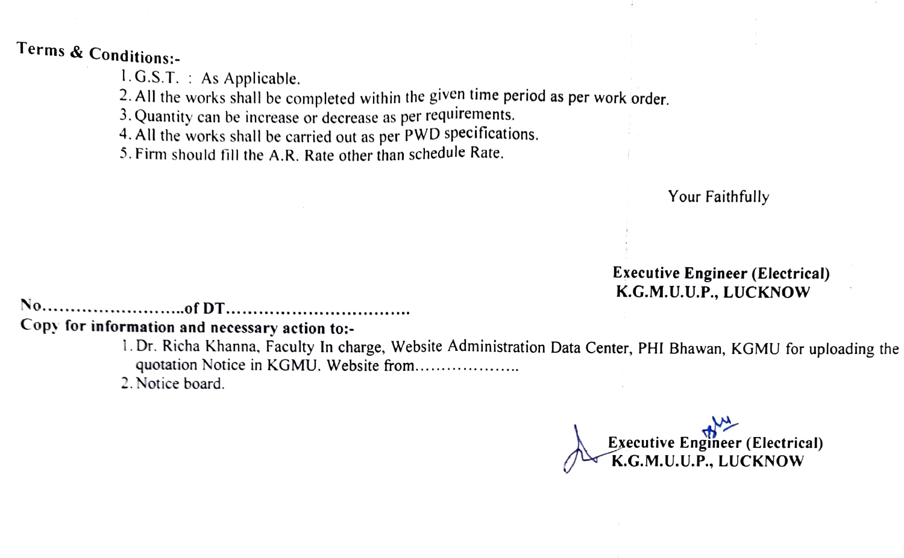**Terms & Conditions:-**

1. G.S.T. : As Applicable.
2. All the works shall be completed within the given time period as per work order.
3. Quantity can be increase or decrease as per requirements.
4. All the works shall be carried out as per PWD specifications.
5. Firm should fill the A.R. Rate other than schedule Rate.

Your Faithfully

**Executive Engineer (Electrical)**
**K.G.M.U.U.P., LUCKNOW**

**No……………………..of DT……………………………..**

**Copy for information and necessary action to:-**

1. Dr. Richa Khanna, Faculty In charge, Website Administration Data Center, PHI Bhawan, KGMU for uploading the quotation Notice in KGMU. Website from……………….
2. Notice board.

**Executive Engineer (Electrical)**
**K.G.M.U.U.P., LUCKNOW**